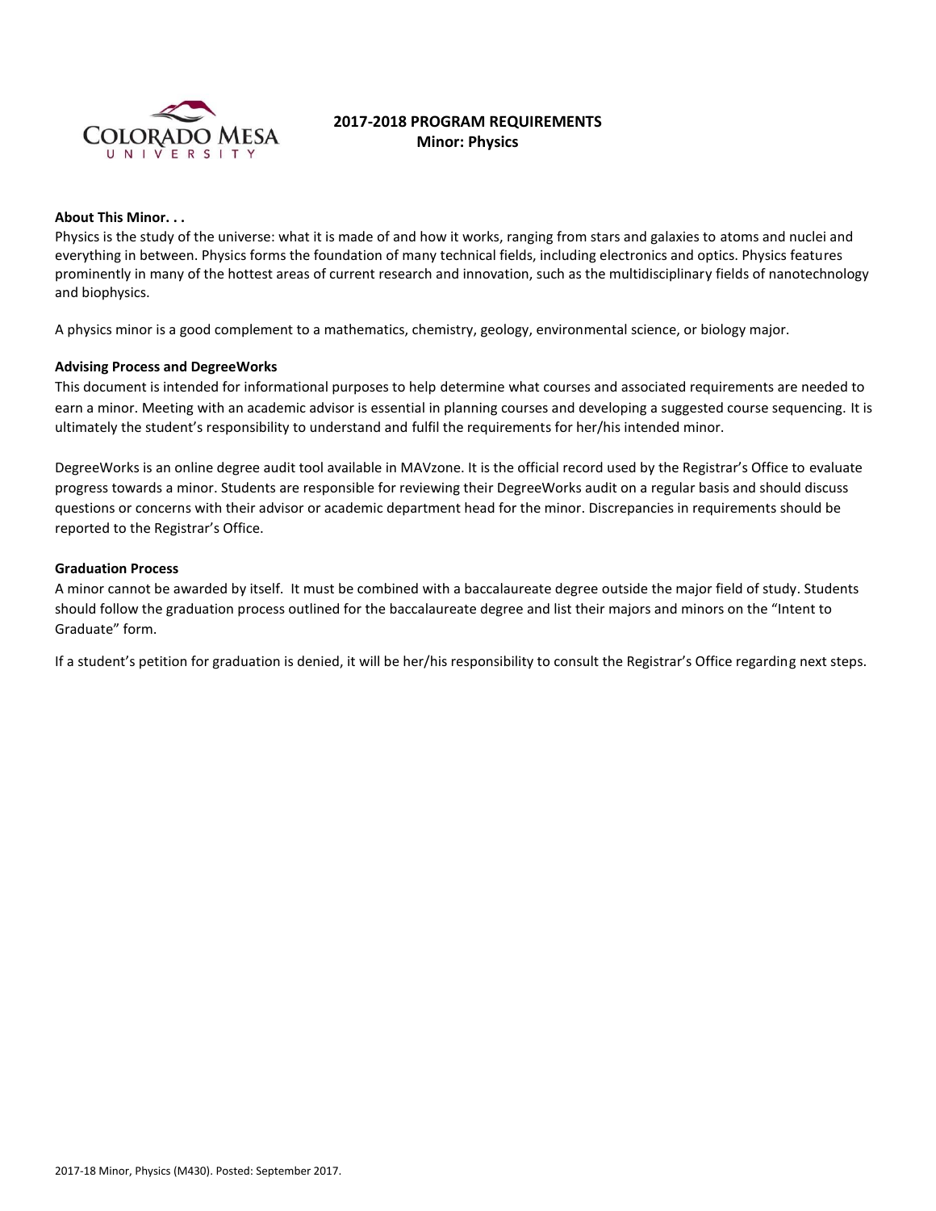# 2017-2018 PROGRAM REQUIREMENTS
## Minor: Physics

**About This Minor. . .**

Physics is the study of the universe: what it is made of and how it works, ranging from stars and galaxies to atoms and nuclei and everything in between. Physics forms the foundation of many technical fields, including electronics and optics. Physics features prominently in many of the hottest areas of current research and innovation, such as the multidisciplinary fields of nanotechnology and biophysics.

A physics minor is a good complement to a mathematics, chemistry, geology, environmental science, or biology major.

**Advising Process and DegreeWorks**

This document is intended for informational purposes to help determine what courses and associated requirements are needed to earn a minor. Meeting with an academic advisor is essential in planning courses and developing a suggested course sequencing. It is ultimately the student's responsibility to understand and fulfil the requirements for her/his intended minor.

DegreeWorks is an online degree audit tool available in MAVzone. It is the official record used by the Registrar's Office to evaluate progress towards a minor. Students are responsible for reviewing their DegreeWorks audit on a regular basis and should discuss questions or concerns with their advisor or academic department head for the minor. Discrepancies in requirements should be reported to the Registrar's Office.

**Graduation Process**

A minor cannot be awarded by itself. It must be combined with a baccalaureate degree outside the major field of study. Students should follow the graduation process outlined for the baccalaureate degree and list their majors and minors on the "Intent to Graduate" form.

If a student's petition for graduation is denied, it will be her/his responsibility to consult the Registrar's Office regarding next steps.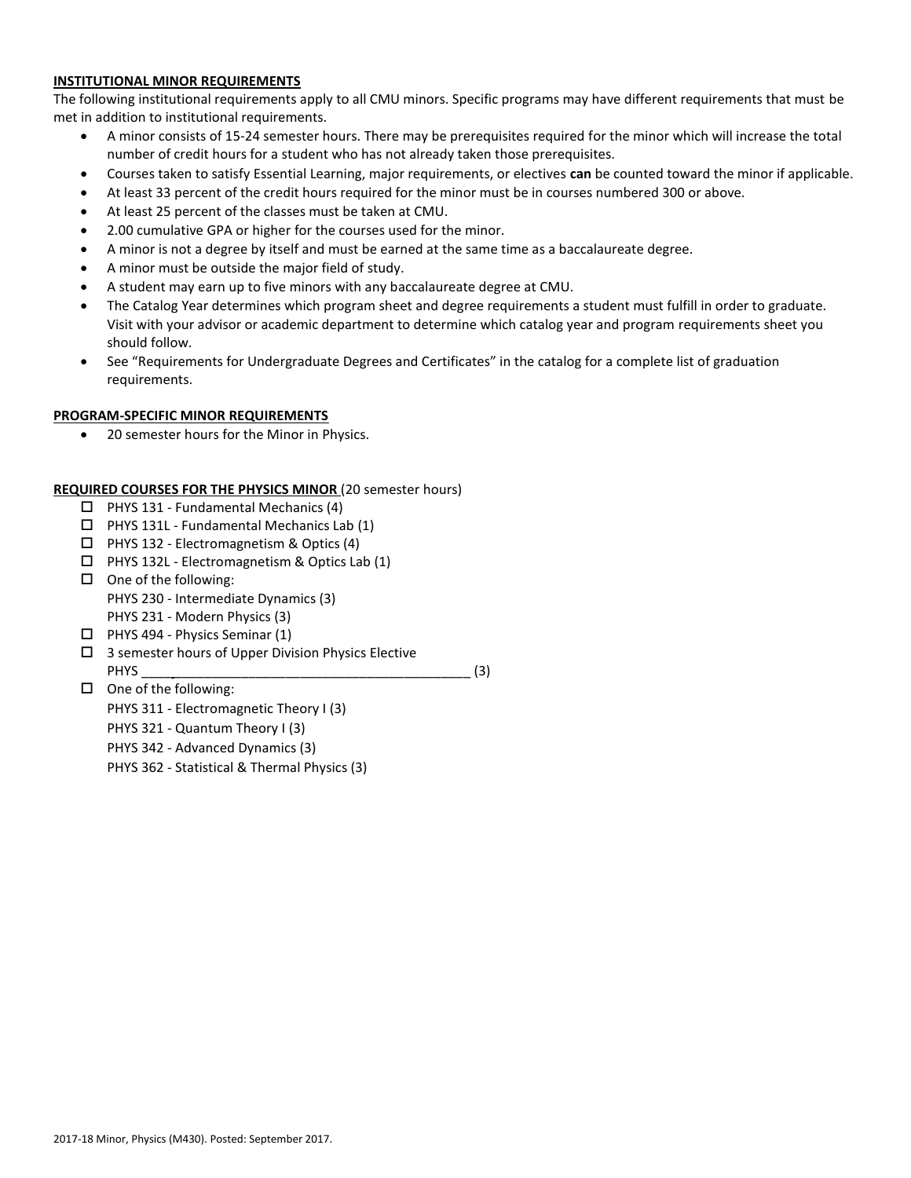## INSTITUTIONAL MINOR REQUIREMENTS

The following institutional requirements apply to all CMU minors. Specific programs may have different requirements that must be met in addition to institutional requirements.

- A minor consists of 15-24 semester hours. There may be prerequisites required for the minor which will increase the total number of credit hours for a student who has not already taken those prerequisites.
- Courses taken to satisfy Essential Learning, major requirements, or electives **can** be counted toward the minor if applicable.
- At least 33 percent of the credit hours required for the minor must be in courses numbered 300 or above.
- At least 25 percent of the classes must be taken at CMU.
- 2.00 cumulative GPA or higher for the courses used for the minor.
- A minor is not a degree by itself and must be earned at the same time as a baccalaureate degree.
- A minor must be outside the major field of study.
- A student may earn up to five minors with any baccalaureate degree at CMU.
- The Catalog Year determines which program sheet and degree requirements a student must fulfill in order to graduate. Visit with your advisor or academic department to determine which catalog year and program requirements sheet you should follow.
- See "Requirements for Undergraduate Degrees and Certificates" in the catalog for a complete list of graduation requirements.

## PROGRAM-SPECIFIC MINOR REQUIREMENTS

- 20 semester hours for the Minor in Physics.

## REQUIRED COURSES FOR THE PHYSICS MINOR (20 semester hours)

- ☐ PHYS 131 - Fundamental Mechanics (4)
- ☐ PHYS 131L - Fundamental Mechanics Lab (1)
- ☐ PHYS 132 - Electromagnetism & Optics (4)
- ☐ PHYS 132L - Electromagnetism & Optics Lab (1)
- ☐ One of the following:
  PHYS 230 - Intermediate Dynamics (3)
  PHYS 231 - Modern Physics (3)
- ☐ PHYS 494 - Physics Seminar (1)
- ☐ 3 semester hours of Upper Division Physics Elective
  PHYS ____________________________________________ (3)
- ☐ One of the following:
  PHYS 311 - Electromagnetic Theory I (3)
  PHYS 321 - Quantum Theory I (3)
  PHYS 342 - Advanced Dynamics (3)
  PHYS 362 - Statistical & Thermal Physics (3)

2017-18 Minor, Physics (M430). Posted: September 2017.